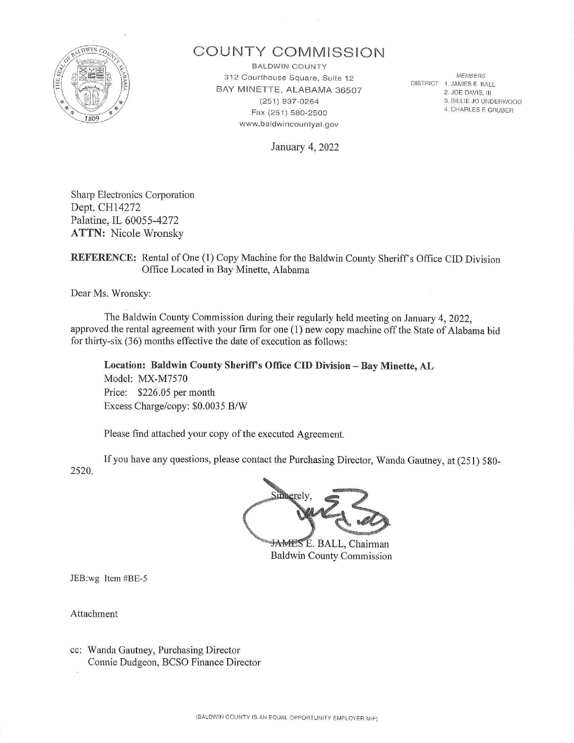# COUNTY COMMISSION

BALDWIN COUNTY
312 Courthouse Square, Suite 12
BAY MINETTE, ALABAMA 36507
(251) 937-0264
Fax (251) 580-2500
www.baldwincountyal.gov

*MEMBERS*
DISTRICT 1. JAMES E. BALL
2. JOE DAVIS, III
3. BILLIE JO UNDERWOOD
4. CHARLES F. GRUBER

January 4, 2022

Sharp Electronics Corporation
Dept. CH14272
Palatine, IL 60055-4272
**ATTN:** Nicole Wronsky

**REFERENCE:** Rental of One (1) Copy Machine for the Baldwin County Sheriff's Office CID Division Office Located in Bay Minette, Alabama

Dear Ms. Wronsky:

The Baldwin County Commission during their regularly held meeting on January 4, 2022, approved the rental agreement with your firm for one (1) new copy machine off the State of Alabama bid for thirty-six (36) months effective the date of execution as follows:

**Location: Baldwin County Sheriff's Office CID Division – Bay Minette, AL**
Model: MX-M7570
Price: $226.05 per month
Excess Charge/copy: $0.0035 B/W

Please find attached your copy of the executed Agreement.

If you have any questions, please contact the Purchasing Director, Wanda Gautney, at (251) 580-2520.

Sincerely,

JAMES E. BALL, Chairman
Baldwin County Commission

JEB:wg Item #BE-5

Attachment

cc: Wanda Gautney, Purchasing Director
Connie Dudgeon, BCSO Finance Director

(BALDWIN COUNTY IS AN EQUAL OPPORTUNITY EMPLOYER M/F)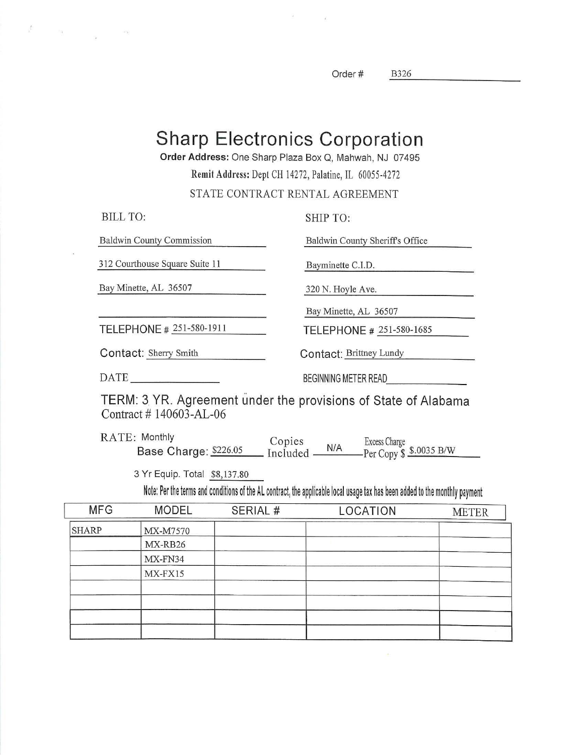Order # B326

# Sharp Electronics Corporation

**Order Address:** One Sharp Plaza Box Q, Mahwah, NJ 07495

**Remit Address:** Dept CH 14272, Palatine, IL 60055-4272

STATE CONTRACT RENTAL AGREEMENT

| BILL TO: | SHIP TO: |
|---|---|
| Baldwin County Commission | Baldwin County Sheriff's Office |
| 312 Courthouse Square Suite 11 | Bayminette C.I.D. |
| Bay Minette, AL 36507 | 320 N. Hoyle Ave. |
| | Bay Minette, AL 36507 |
| TELEPHONE # 251-580-1911 | TELEPHONE # 251-580-1685 |
| Contact: Sherry Smith | Contact: Brittney Lundy |
| DATE ________ | BEGINNING METER READ ________ |

TERM: 3 YR. Agreement under the provisions of State of Alabama Contract # 140603-AL-06

RATE: Monthly Base Charge: $226.05 Copies Included N/A Excess Charge Per Copy $ $.0035 B/W

3 Yr Equip. Total $8,137.80

Note: Per the terms and conditions of the AL contract, the applicable local usage tax has been added to the monthly payment

| MFG | MODEL | SERIAL # | LOCATION | METER |
|---|---|---|---|---|
| SHARP | MX-M7570 | | | |
| | MX-RB26 | | | |
| | MX-FN34 | | | |
| | MX-FX15 | | | |
| | | | | |
| | | | | |
| | | | | |
| | | | | |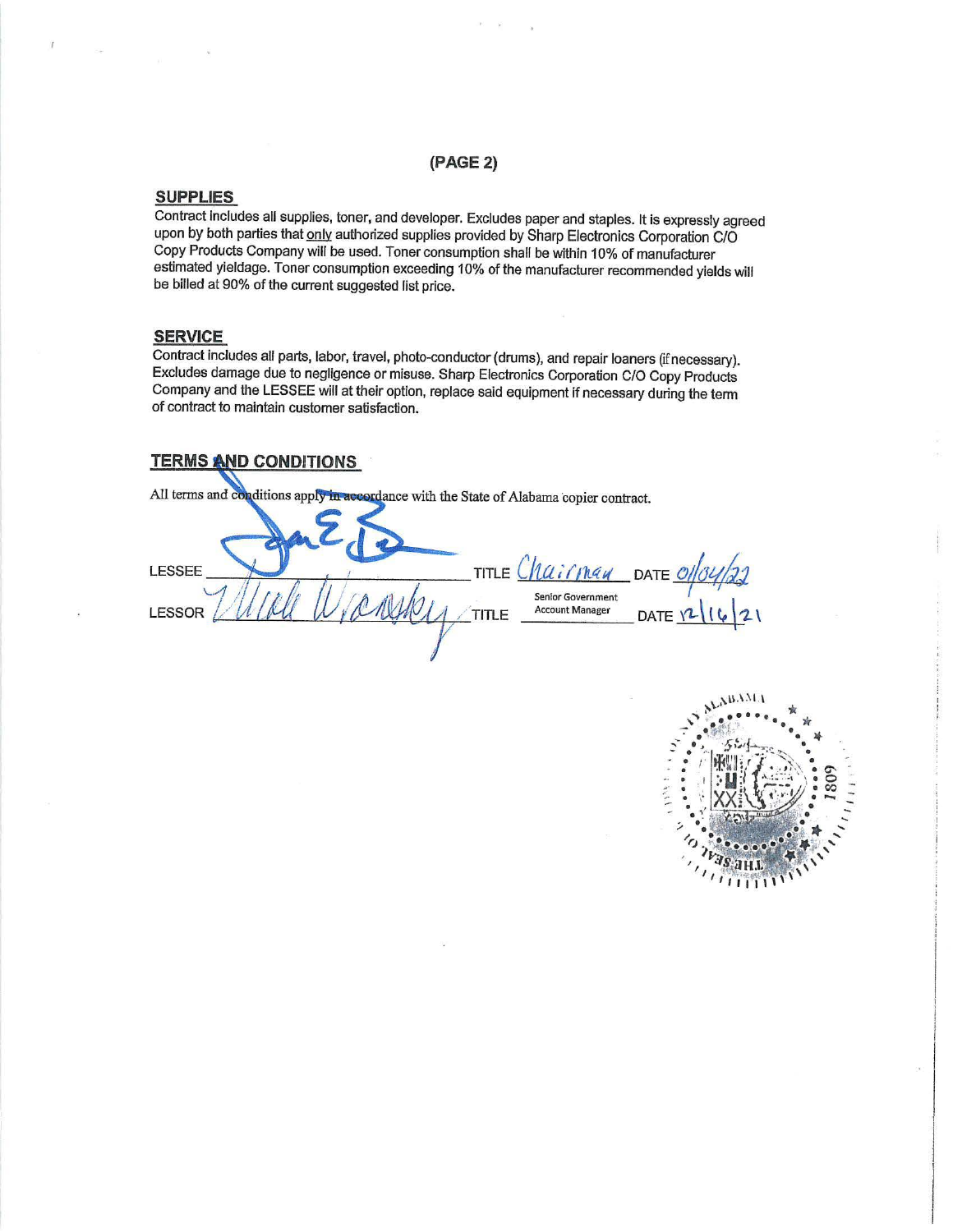**(PAGE 2)**

## SUPPLIES

Contract includes all supplies, toner, and developer. Excludes paper and staples. It is expressly agreed upon by both parties that only authorized supplies provided by Sharp Electronics Corporation C/O Copy Products Company will be used. Toner consumption shall be within 10% of manufacturer estimated yieldage. Toner consumption exceeding 10% of the manufacturer recommended yields will be billed at 90% of the current suggested list price.

## SERVICE

Contract includes all parts, labor, travel, photo-conductor (drums), and repair loaners (if necessary). Excludes damage due to negligence or misuse. Sharp Electronics Corporation C/O Copy Products Company and the LESSEE will at their option, replace said equipment if necessary during the term of contract to maintain customer satisfaction.

## TERMS AND CONDITIONS

All terms and conditions apply in accordance with the State of Alabama copier contract.

LESSEE [signature] TITLE Chairman DATE 01/04/22

LESSOR [signature] TITLE Senior Government Account Manager DATE 12/16/21

THE SEAL OF ALABAMA 1809